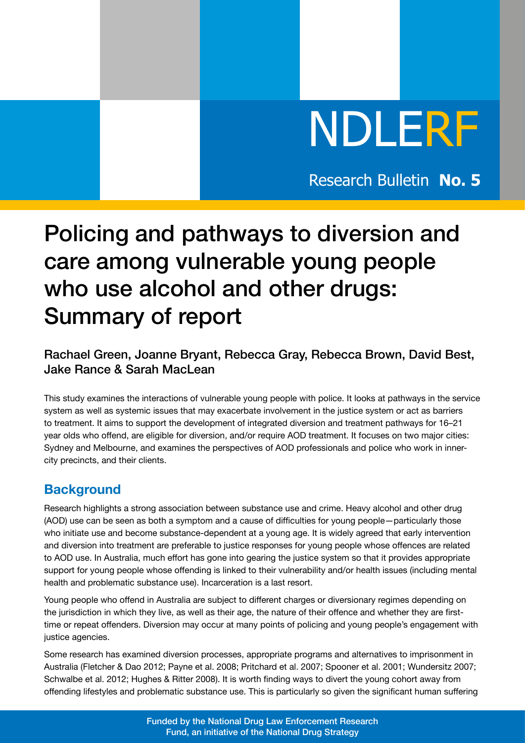NDLERF

Research Bulletin **No. 5**

# Policing and pathways to diversion and care among vulnerable young people who use alcohol and other drugs: Summary of report

### Rachael Green, Joanne Bryant, Rebecca Gray, Rebecca Brown, David Best, Jake Rance & Sarah MacLean

This study examines the interactions of vulnerable young people with police. It looks at pathways in the service system as well as systemic issues that may exacerbate involvement in the justice system or act as barriers to treatment. It aims to support the development of integrated diversion and treatment pathways for 16–21 year olds who offend, are eligible for diversion, and/or require AOD treatment. It focuses on two major cities: Sydney and Melbourne, and examines the perspectives of AOD professionals and police who work in inner-city precincts, and their clients.

## Background

Research highlights a strong association between substance use and crime. Heavy alcohol and other drug (AOD) use can be seen as both a symptom and a cause of difficulties for young people—particularly those who initiate use and become substance-dependent at a young age. It is widely agreed that early intervention and diversion into treatment are preferable to justice responses for young people whose offences are related to AOD use. In Australia, much effort has gone into gearing the justice system so that it provides appropriate support for young people whose offending is linked to their vulnerability and/or health issues (including mental health and problematic substance use). Incarceration is a last resort.

Young people who offend in Australia are subject to different charges or diversionary regimes depending on the jurisdiction in which they live, as well as their age, the nature of their offence and whether they are first-time or repeat offenders. Diversion may occur at many points of policing and young people's engagement with justice agencies.

Some research has examined diversion processes, appropriate programs and alternatives to imprisonment in Australia (Fletcher & Dao 2012; Payne et al. 2008; Pritchard et al. 2007; Spooner et al. 2001; Wundersitz 2007; Schwalbe et al. 2012; Hughes & Ritter 2008). It is worth finding ways to divert the young cohort away from offending lifestyles and problematic substance use. This is particularly so given the significant human suffering

Funded by the National Drug Law Enforcement Research Fund, an initiative of the National Drug Strategy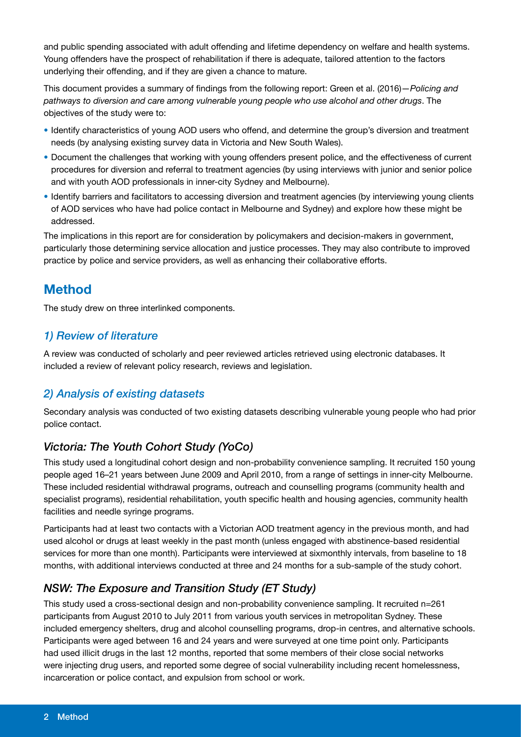and public spending associated with adult offending and lifetime dependency on welfare and health systems. Young offenders have the prospect of rehabilitation if there is adequate, tailored attention to the factors underlying their offending, and if they are given a chance to mature.

This document provides a summary of findings from the following report: Green et al. (2016)—*Policing and pathways to diversion and care among vulnerable young people who use alcohol and other drugs*. The objectives of the study were to:

- Identify characteristics of young AOD users who offend, and determine the group's diversion and treatment needs (by analysing existing survey data in Victoria and New South Wales).
- Document the challenges that working with young offenders present police, and the effectiveness of current procedures for diversion and referral to treatment agencies (by using interviews with junior and senior police and with youth AOD professionals in inner-city Sydney and Melbourne).
- Identify barriers and facilitators to accessing diversion and treatment agencies (by interviewing young clients of AOD services who have had police contact in Melbourne and Sydney) and explore how these might be addressed.

The implications in this report are for consideration by policymakers and decision-makers in government, particularly those determining service allocation and justice processes. They may also contribute to improved practice by police and service providers, as well as enhancing their collaborative efforts.

## Method

The study drew on three interlinked components.

### *1) Review of literature*

A review was conducted of scholarly and peer reviewed articles retrieved using electronic databases. It included a review of relevant policy research, reviews and legislation.

### *2) Analysis of existing datasets*

Secondary analysis was conducted of two existing datasets describing vulnerable young people who had prior police contact.

### *Victoria: The Youth Cohort Study (YoCo)*

This study used a longitudinal cohort design and non-probability convenience sampling. It recruited 150 young people aged 16–21 years between June 2009 and April 2010, from a range of settings in inner-city Melbourne. These included residential withdrawal programs, outreach and counselling programs (community health and specialist programs), residential rehabilitation, youth specific health and housing agencies, community health facilities and needle syringe programs.

Participants had at least two contacts with a Victorian AOD treatment agency in the previous month, and had used alcohol or drugs at least weekly in the past month (unless engaged with abstinence-based residential services for more than one month). Participants were interviewed at sixmonthly intervals, from baseline to 18 months, with additional interviews conducted at three and 24 months for a sub-sample of the study cohort.

### *NSW: The Exposure and Transition Study (ET Study)*

This study used a cross-sectional design and non-probability convenience sampling. It recruited n=261 participants from August 2010 to July 2011 from various youth services in metropolitan Sydney. These included emergency shelters, drug and alcohol counselling programs, drop-in centres, and alternative schools. Participants were aged between 16 and 24 years and were surveyed at one time point only. Participants had used illicit drugs in the last 12 months, reported that some members of their close social networks were injecting drug users, and reported some degree of social vulnerability including recent homelessness, incarceration or police contact, and expulsion from school or work.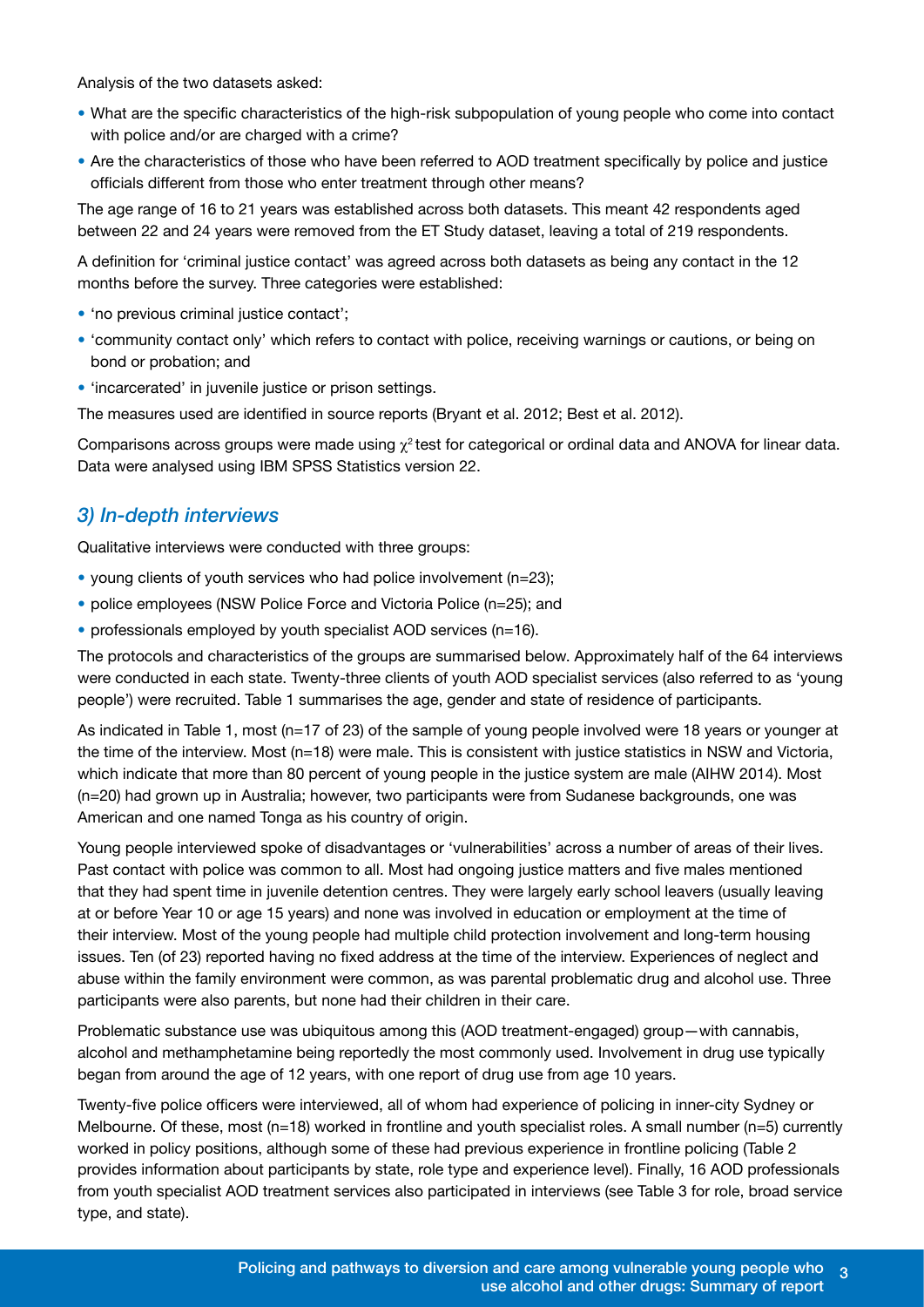Analysis of the two datasets asked:

- What are the specific characteristics of the high-risk subpopulation of young people who come into contact with police and/or are charged with a crime?
- Are the characteristics of those who have been referred to AOD treatment specifically by police and justice officials different from those who enter treatment through other means?

The age range of 16 to 21 years was established across both datasets. This meant 42 respondents aged between 22 and 24 years were removed from the ET Study dataset, leaving a total of 219 respondents.

A definition for 'criminal justice contact' was agreed across both datasets as being any contact in the 12 months before the survey. Three categories were established:

- 'no previous criminal justice contact';
- 'community contact only' which refers to contact with police, receiving warnings or cautions, or being on bond or probation; and
- 'incarcerated' in juvenile justice or prison settings.

The measures used are identified in source reports (Bryant et al. 2012; Best et al. 2012).

Comparisons across groups were made using $\chi^2$ test for categorical or ordinal data and ANOVA for linear data. Data were analysed using IBM SPSS Statistics version 22.

### *3) In-depth interviews*

Qualitative interviews were conducted with three groups:

- young clients of youth services who had police involvement (n=23);
- police employees (NSW Police Force and Victoria Police (n=25); and
- professionals employed by youth specialist AOD services (n=16).

The protocols and characteristics of the groups are summarised below. Approximately half of the 64 interviews were conducted in each state. Twenty-three clients of youth AOD specialist services (also referred to as 'young people') were recruited. Table 1 summarises the age, gender and state of residence of participants.

As indicated in Table 1, most (n=17 of 23) of the sample of young people involved were 18 years or younger at the time of the interview. Most (n=18) were male. This is consistent with justice statistics in NSW and Victoria, which indicate that more than 80 percent of young people in the justice system are male (AIHW 2014). Most (n=20) had grown up in Australia; however, two participants were from Sudanese backgrounds, one was American and one named Tonga as his country of origin.

Young people interviewed spoke of disadvantages or 'vulnerabilities' across a number of areas of their lives. Past contact with police was common to all. Most had ongoing justice matters and five males mentioned that they had spent time in juvenile detention centres. They were largely early school leavers (usually leaving at or before Year 10 or age 15 years) and none was involved in education or employment at the time of their interview. Most of the young people had multiple child protection involvement and long-term housing issues. Ten (of 23) reported having no fixed address at the time of the interview. Experiences of neglect and abuse within the family environment were common, as was parental problematic drug and alcohol use. Three participants were also parents, but none had their children in their care.

Problematic substance use was ubiquitous among this (AOD treatment-engaged) group—with cannabis, alcohol and methamphetamine being reportedly the most commonly used. Involvement in drug use typically began from around the age of 12 years, with one report of drug use from age 10 years.

Twenty-five police officers were interviewed, all of whom had experience of policing in inner-city Sydney or Melbourne. Of these, most (n=18) worked in frontline and youth specialist roles. A small number (n=5) currently worked in policy positions, although some of these had previous experience in frontline policing (Table 2 provides information about participants by state, role type and experience level). Finally, 16 AOD professionals from youth specialist AOD treatment services also participated in interviews (see Table 3 for role, broad service type, and state).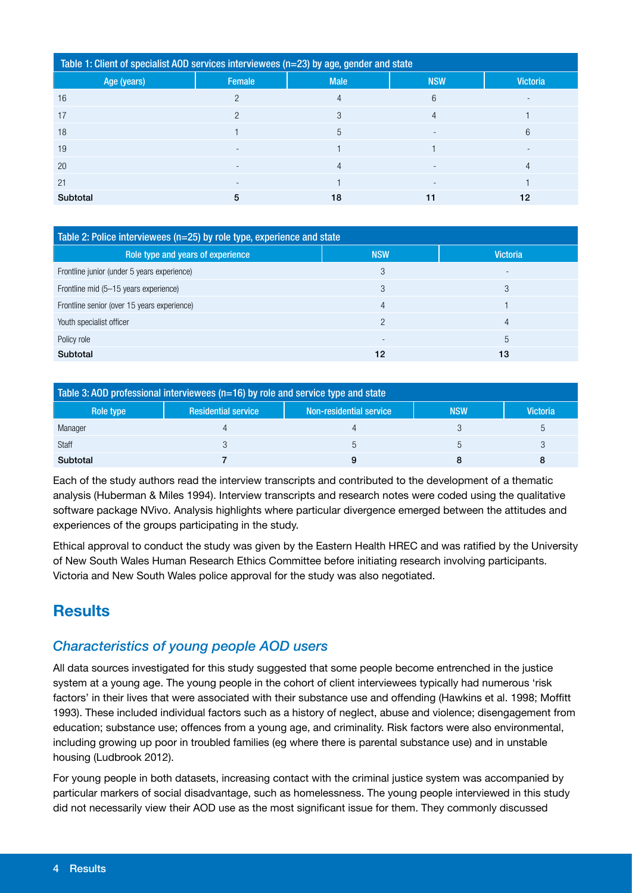| Table 1: Client of specialist AOD services interviewees (n=23) by age, gender and state | | | | |
|---|---|---|---|---|
| **Age (years)** | **Female** | **Male** | **NSW** | **Victoria** |
| 16 | 2 | 4 | 6 | - |
| 17 | 2 | 3 | 4 | 1 |
| 18 | 1 | 5 | - | 6 |
| 19 | - | 1 | 1 | - |
| 20 | - | 4 | - | 4 |
| 21 | - | 1 | - | 1 |
| **Subtotal** | **5** | **18** | **11** | **12** |

| Table 2: Police interviewees (n=25) by role type, experience and state | | |
|---|---|---|
| **Role type and years of experience** | **NSW** | **Victoria** |
| Frontline junior (under 5 years experience) | 3 | - |
| Frontline mid (5–15 years experience) | 3 | 3 |
| Frontline senior (over 15 years experience) | 4 | 1 |
| Youth specialist officer | 2 | 4 |
| Policy role | - | 5 |
| **Subtotal** | **12** | **13** |

| Table 3: AOD professional interviewees (n=16) by role and service type and state | | | | |
|---|---|---|---|---|
| **Role type** | **Residential service** | **Non-residential service** | **NSW** | **Victoria** |
| Manager | 4 | 4 | 3 | 5 |
| Staff | 3 | 5 | 5 | 3 |
| **Subtotal** | **7** | **9** | **8** | **8** |

Each of the study authors read the interview transcripts and contributed to the development of a thematic analysis (Huberman & Miles 1994). Interview transcripts and research notes were coded using the qualitative software package NVivo. Analysis highlights where particular divergence emerged between the attitudes and experiences of the groups participating in the study.

Ethical approval to conduct the study was given by the Eastern Health HREC and was ratified by the University of New South Wales Human Research Ethics Committee before initiating research involving participants. Victoria and New South Wales police approval for the study was also negotiated.

## Results

### *Characteristics of young people AOD users*

All data sources investigated for this study suggested that some people become entrenched in the justice system at a young age. The young people in the cohort of client interviewees typically had numerous 'risk factors' in their lives that were associated with their substance use and offending (Hawkins et al. 1998; Moffitt 1993). These included individual factors such as a history of neglect, abuse and violence; disengagement from education; substance use; offences from a young age, and criminality. Risk factors were also environmental, including growing up poor in troubled families (eg where there is parental substance use) and in unstable housing (Ludbrook 2012).

For young people in both datasets, increasing contact with the criminal justice system was accompanied by particular markers of social disadvantage, such as homelessness. The young people interviewed in this study did not necessarily view their AOD use as the most significant issue for them. They commonly discussed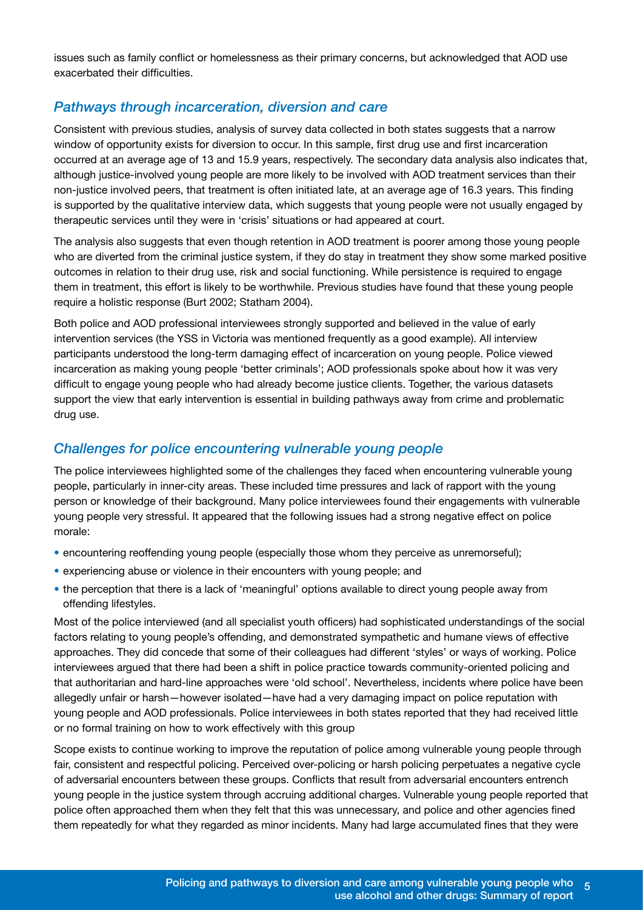issues such as family conflict or homelessness as their primary concerns, but acknowledged that AOD use exacerbated their difficulties.

## *Pathways through incarceration, diversion and care*

Consistent with previous studies, analysis of survey data collected in both states suggests that a narrow window of opportunity exists for diversion to occur. In this sample, first drug use and first incarceration occurred at an average age of 13 and 15.9 years, respectively. The secondary data analysis also indicates that, although justice-involved young people are more likely to be involved with AOD treatment services than their non-justice involved peers, that treatment is often initiated late, at an average age of 16.3 years. This finding is supported by the qualitative interview data, which suggests that young people were not usually engaged by therapeutic services until they were in 'crisis' situations or had appeared at court.

The analysis also suggests that even though retention in AOD treatment is poorer among those young people who are diverted from the criminal justice system, if they do stay in treatment they show some marked positive outcomes in relation to their drug use, risk and social functioning. While persistence is required to engage them in treatment, this effort is likely to be worthwhile. Previous studies have found that these young people require a holistic response (Burt 2002; Statham 2004).

Both police and AOD professional interviewees strongly supported and believed in the value of early intervention services (the YSS in Victoria was mentioned frequently as a good example). All interview participants understood the long-term damaging effect of incarceration on young people. Police viewed incarceration as making young people 'better criminals'; AOD professionals spoke about how it was very difficult to engage young people who had already become justice clients. Together, the various datasets support the view that early intervention is essential in building pathways away from crime and problematic drug use.

## *Challenges for police encountering vulnerable young people*

The police interviewees highlighted some of the challenges they faced when encountering vulnerable young people, particularly in inner-city areas. These included time pressures and lack of rapport with the young person or knowledge of their background. Many police interviewees found their engagements with vulnerable young people very stressful. It appeared that the following issues had a strong negative effect on police morale:

- encountering reoffending young people (especially those whom they perceive as unremorseful);
- experiencing abuse or violence in their encounters with young people; and
- the perception that there is a lack of 'meaningful' options available to direct young people away from offending lifestyles.

Most of the police interviewed (and all specialist youth officers) had sophisticated understandings of the social factors relating to young people's offending, and demonstrated sympathetic and humane views of effective approaches. They did concede that some of their colleagues had different 'styles' or ways of working. Police interviewees argued that there had been a shift in police practice towards community-oriented policing and that authoritarian and hard-line approaches were 'old school'. Nevertheless, incidents where police have been allegedly unfair or harsh—however isolated—have had a very damaging impact on police reputation with young people and AOD professionals. Police interviewees in both states reported that they had received little or no formal training on how to work effectively with this group

Scope exists to continue working to improve the reputation of police among vulnerable young people through fair, consistent and respectful policing. Perceived over-policing or harsh policing perpetuates a negative cycle of adversarial encounters between these groups. Conflicts that result from adversarial encounters entrench young people in the justice system through accruing additional charges. Vulnerable young people reported that police often approached them when they felt that this was unnecessary, and police and other agencies fined them repeatedly for what they regarded as minor incidents. Many had large accumulated fines that they were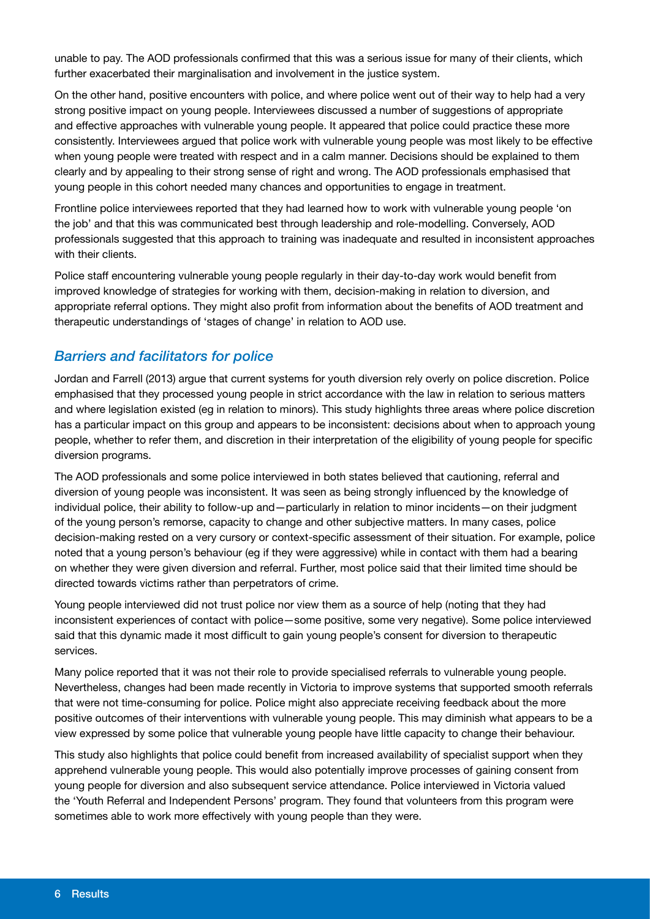unable to pay. The AOD professionals confirmed that this was a serious issue for many of their clients, which further exacerbated their marginalisation and involvement in the justice system.

On the other hand, positive encounters with police, and where police went out of their way to help had a very strong positive impact on young people. Interviewees discussed a number of suggestions of appropriate and effective approaches with vulnerable young people. It appeared that police could practice these more consistently. Interviewees argued that police work with vulnerable young people was most likely to be effective when young people were treated with respect and in a calm manner. Decisions should be explained to them clearly and by appealing to their strong sense of right and wrong. The AOD professionals emphasised that young people in this cohort needed many chances and opportunities to engage in treatment.

Frontline police interviewees reported that they had learned how to work with vulnerable young people 'on the job' and that this was communicated best through leadership and role-modelling. Conversely, AOD professionals suggested that this approach to training was inadequate and resulted in inconsistent approaches with their clients.

Police staff encountering vulnerable young people regularly in their day-to-day work would benefit from improved knowledge of strategies for working with them, decision-making in relation to diversion, and appropriate referral options. They might also profit from information about the benefits of AOD treatment and therapeutic understandings of 'stages of change' in relation to AOD use.

## *Barriers and facilitators for police*

Jordan and Farrell (2013) argue that current systems for youth diversion rely overly on police discretion. Police emphasised that they processed young people in strict accordance with the law in relation to serious matters and where legislation existed (eg in relation to minors). This study highlights three areas where police discretion has a particular impact on this group and appears to be inconsistent: decisions about when to approach young people, whether to refer them, and discretion in their interpretation of the eligibility of young people for specific diversion programs.

The AOD professionals and some police interviewed in both states believed that cautioning, referral and diversion of young people was inconsistent. It was seen as being strongly influenced by the knowledge of individual police, their ability to follow-up and—particularly in relation to minor incidents—on their judgment of the young person's remorse, capacity to change and other subjective matters. In many cases, police decision-making rested on a very cursory or context-specific assessment of their situation. For example, police noted that a young person's behaviour (eg if they were aggressive) while in contact with them had a bearing on whether they were given diversion and referral. Further, most police said that their limited time should be directed towards victims rather than perpetrators of crime.

Young people interviewed did not trust police nor view them as a source of help (noting that they had inconsistent experiences of contact with police—some positive, some very negative). Some police interviewed said that this dynamic made it most difficult to gain young people's consent for diversion to therapeutic services.

Many police reported that it was not their role to provide specialised referrals to vulnerable young people. Nevertheless, changes had been made recently in Victoria to improve systems that supported smooth referrals that were not time-consuming for police. Police might also appreciate receiving feedback about the more positive outcomes of their interventions with vulnerable young people. This may diminish what appears to be a view expressed by some police that vulnerable young people have little capacity to change their behaviour.

This study also highlights that police could benefit from increased availability of specialist support when they apprehend vulnerable young people. This would also potentially improve processes of gaining consent from young people for diversion and also subsequent service attendance. Police interviewed in Victoria valued the 'Youth Referral and Independent Persons' program. They found that volunteers from this program were sometimes able to work more effectively with young people than they were.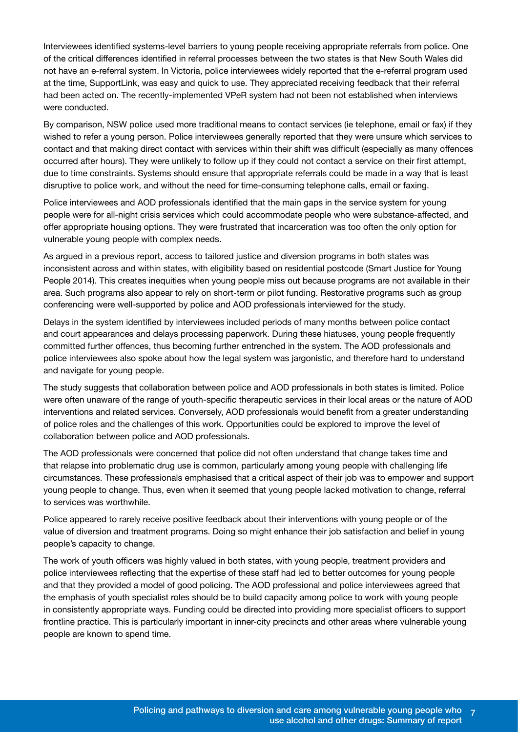Interviewees identified systems-level barriers to young people receiving appropriate referrals from police. One of the critical differences identified in referral processes between the two states is that New South Wales did not have an e-referral system. In Victoria, police interviewees widely reported that the e-referral program used at the time, SupportLink, was easy and quick to use. They appreciated receiving feedback that their referral had been acted on. The recently-implemented VPeR system had not been not established when interviews were conducted.

By comparison, NSW police used more traditional means to contact services (ie telephone, email or fax) if they wished to refer a young person. Police interviewees generally reported that they were unsure which services to contact and that making direct contact with services within their shift was difficult (especially as many offences occurred after hours). They were unlikely to follow up if they could not contact a service on their first attempt, due to time constraints. Systems should ensure that appropriate referrals could be made in a way that is least disruptive to police work, and without the need for time-consuming telephone calls, email or faxing.

Police interviewees and AOD professionals identified that the main gaps in the service system for young people were for all-night crisis services which could accommodate people who were substance-affected, and offer appropriate housing options. They were frustrated that incarceration was too often the only option for vulnerable young people with complex needs.

As argued in a previous report, access to tailored justice and diversion programs in both states was inconsistent across and within states, with eligibility based on residential postcode (Smart Justice for Young People 2014). This creates inequities when young people miss out because programs are not available in their area. Such programs also appear to rely on short-term or pilot funding. Restorative programs such as group conferencing were well-supported by police and AOD professionals interviewed for the study.

Delays in the system identified by interviewees included periods of many months between police contact and court appearances and delays processing paperwork. During these hiatuses, young people frequently committed further offences, thus becoming further entrenched in the system. The AOD professionals and police interviewees also spoke about how the legal system was jargonistic, and therefore hard to understand and navigate for young people.

The study suggests that collaboration between police and AOD professionals in both states is limited. Police were often unaware of the range of youth-specific therapeutic services in their local areas or the nature of AOD interventions and related services. Conversely, AOD professionals would benefit from a greater understanding of police roles and the challenges of this work. Opportunities could be explored to improve the level of collaboration between police and AOD professionals.

The AOD professionals were concerned that police did not often understand that change takes time and that relapse into problematic drug use is common, particularly among young people with challenging life circumstances. These professionals emphasised that a critical aspect of their job was to empower and support young people to change. Thus, even when it seemed that young people lacked motivation to change, referral to services was worthwhile.

Police appeared to rarely receive positive feedback about their interventions with young people or of the value of diversion and treatment programs. Doing so might enhance their job satisfaction and belief in young people's capacity to change.

The work of youth officers was highly valued in both states, with young people, treatment providers and police interviewees reflecting that the expertise of these staff had led to better outcomes for young people and that they provided a model of good policing. The AOD professional and police interviewees agreed that the emphasis of youth specialist roles should be to build capacity among police to work with young people in consistently appropriate ways. Funding could be directed into providing more specialist officers to support frontline practice. This is particularly important in inner-city precincts and other areas where vulnerable young people are known to spend time.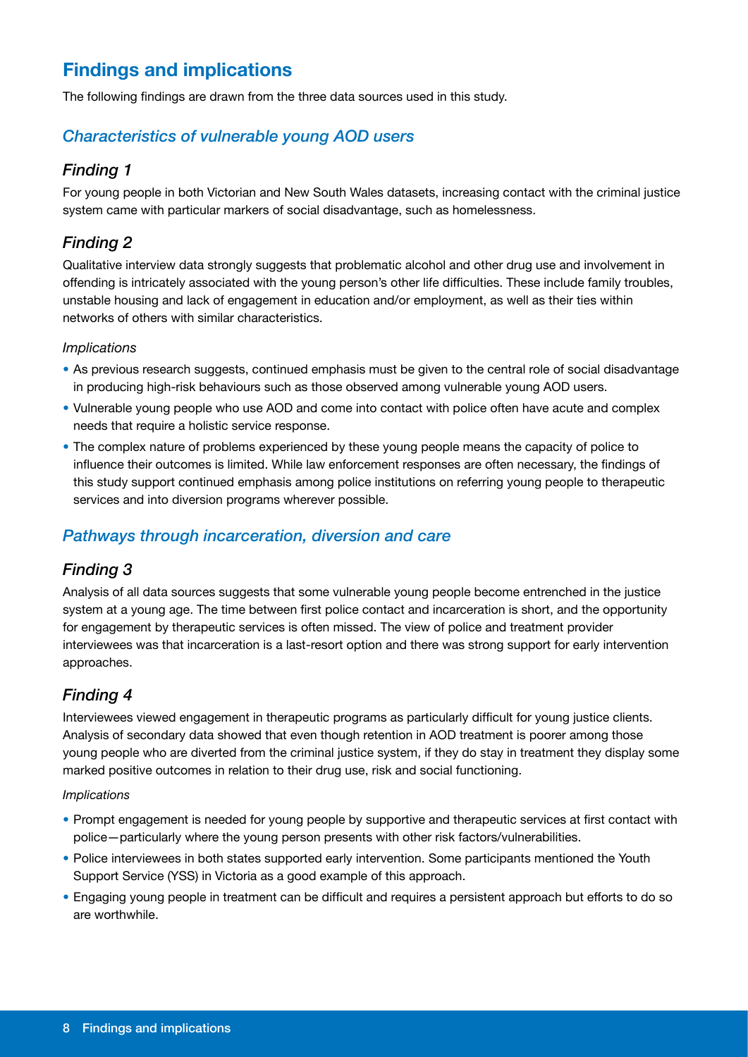## Findings and implications

The following findings are drawn from the three data sources used in this study.

### *Characteristics of vulnerable young AOD users*

#### *Finding 1*

For young people in both Victorian and New South Wales datasets, increasing contact with the criminal justice system came with particular markers of social disadvantage, such as homelessness.

#### *Finding 2*

Qualitative interview data strongly suggests that problematic alcohol and other drug use and involvement in offending is intricately associated with the young person's other life difficulties. These include family troubles, unstable housing and lack of engagement in education and/or employment, as well as their ties within networks of others with similar characteristics.

*Implications*

- As previous research suggests, continued emphasis must be given to the central role of social disadvantage in producing high-risk behaviours such as those observed among vulnerable young AOD users.
- Vulnerable young people who use AOD and come into contact with police often have acute and complex needs that require a holistic service response.
- The complex nature of problems experienced by these young people means the capacity of police to influence their outcomes is limited. While law enforcement responses are often necessary, the findings of this study support continued emphasis among police institutions on referring young people to therapeutic services and into diversion programs wherever possible.

### *Pathways through incarceration, diversion and care*

#### *Finding 3*

Analysis of all data sources suggests that some vulnerable young people become entrenched in the justice system at a young age. The time between first police contact and incarceration is short, and the opportunity for engagement by therapeutic services is often missed. The view of police and treatment provider interviewees was that incarceration is a last-resort option and there was strong support for early intervention approaches.

#### *Finding 4*

Interviewees viewed engagement in therapeutic programs as particularly difficult for young justice clients. Analysis of secondary data showed that even though retention in AOD treatment is poorer among those young people who are diverted from the criminal justice system, if they do stay in treatment they display some marked positive outcomes in relation to their drug use, risk and social functioning.

*Implications*

- Prompt engagement is needed for young people by supportive and therapeutic services at first contact with police—particularly where the young person presents with other risk factors/vulnerabilities.
- Police interviewees in both states supported early intervention. Some participants mentioned the Youth Support Service (YSS) in Victoria as a good example of this approach.
- Engaging young people in treatment can be difficult and requires a persistent approach but efforts to do so are worthwhile.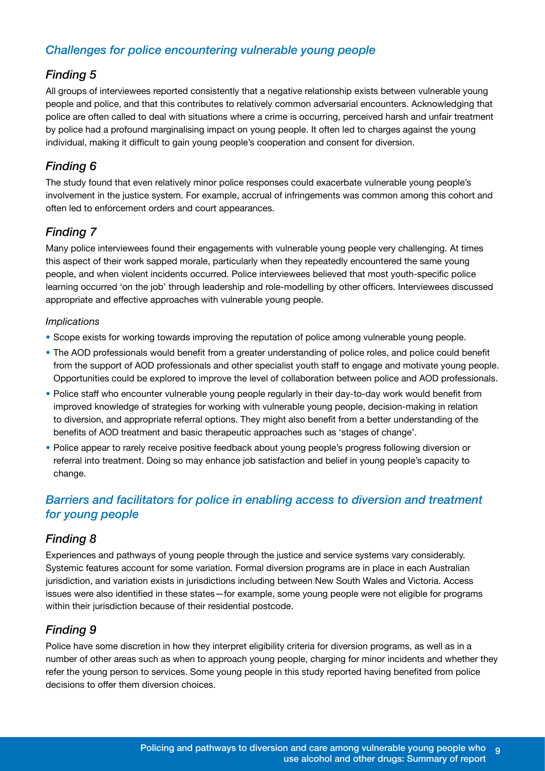## *Challenges for police encountering vulnerable young people*

### *Finding 5*

All groups of interviewees reported consistently that a negative relationship exists between vulnerable young people and police, and that this contributes to relatively common adversarial encounters. Acknowledging that police are often called to deal with situations where a crime is occurring, perceived harsh and unfair treatment by police had a profound marginalising impact on young people. It often led to charges against the young individual, making it difficult to gain young people's cooperation and consent for diversion.

### *Finding 6*

The study found that even relatively minor police responses could exacerbate vulnerable young people's involvement in the justice system. For example, accrual of infringements was common among this cohort and often led to enforcement orders and court appearances.

### *Finding 7*

Many police interviewees found their engagements with vulnerable young people very challenging. At times this aspect of their work sapped morale, particularly when they repeatedly encountered the same young people, and when violent incidents occurred. Police interviewees believed that most youth-specific police learning occurred 'on the job' through leadership and role-modelling by other officers. Interviewees discussed appropriate and effective approaches with vulnerable young people.

*Implications*

- Scope exists for working towards improving the reputation of police among vulnerable young people.
- The AOD professionals would benefit from a greater understanding of police roles, and police could benefit from the support of AOD professionals and other specialist youth staff to engage and motivate young people. Opportunities could be explored to improve the level of collaboration between police and AOD professionals.
- Police staff who encounter vulnerable young people regularly in their day-to-day work would benefit from improved knowledge of strategies for working with vulnerable young people, decision-making in relation to diversion, and appropriate referral options. They might also benefit from a better understanding of the benefits of AOD treatment and basic therapeutic approaches such as 'stages of change'.
- Police appear to rarely receive positive feedback about young people's progress following diversion or referral into treatment. Doing so may enhance job satisfaction and belief in young people's capacity to change.

## *Barriers and facilitators for police in enabling access to diversion and treatment for young people*

### *Finding 8*

Experiences and pathways of young people through the justice and service systems vary considerably. Systemic features account for some variation. Formal diversion programs are in place in each Australian jurisdiction, and variation exists in jurisdictions including between New South Wales and Victoria. Access issues were also identified in these states—for example, some young people were not eligible for programs within their jurisdiction because of their residential postcode.

### *Finding 9*

Police have some discretion in how they interpret eligibility criteria for diversion programs, as well as in a number of other areas such as when to approach young people, charging for minor incidents and whether they refer the young person to services. Some young people in this study reported having benefited from police decisions to offer them diversion choices.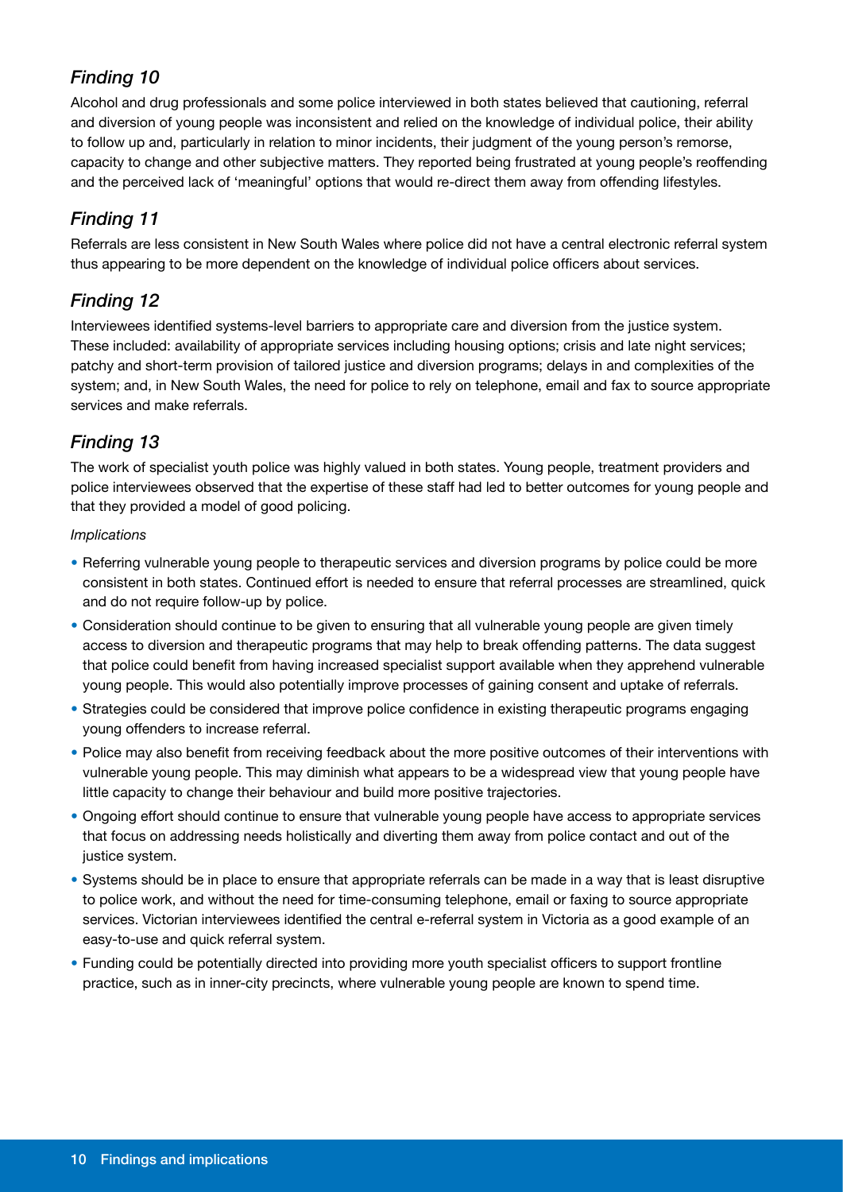### *Finding 10*

Alcohol and drug professionals and some police interviewed in both states believed that cautioning, referral and diversion of young people was inconsistent and relied on the knowledge of individual police, their ability to follow up and, particularly in relation to minor incidents, their judgment of the young person's remorse, capacity to change and other subjective matters. They reported being frustrated at young people's reoffending and the perceived lack of 'meaningful' options that would re-direct them away from offending lifestyles.

### *Finding 11*

Referrals are less consistent in New South Wales where police did not have a central electronic referral system thus appearing to be more dependent on the knowledge of individual police officers about services.

### *Finding 12*

Interviewees identified systems-level barriers to appropriate care and diversion from the justice system. These included: availability of appropriate services including housing options; crisis and late night services; patchy and short-term provision of tailored justice and diversion programs; delays in and complexities of the system; and, in New South Wales, the need for police to rely on telephone, email and fax to source appropriate services and make referrals.

### *Finding 13*

The work of specialist youth police was highly valued in both states. Young people, treatment providers and police interviewees observed that the expertise of these staff had led to better outcomes for young people and that they provided a model of good policing.

*Implications*

- Referring vulnerable young people to therapeutic services and diversion programs by police could be more consistent in both states. Continued effort is needed to ensure that referral processes are streamlined, quick and do not require follow-up by police.
- Consideration should continue to be given to ensuring that all vulnerable young people are given timely access to diversion and therapeutic programs that may help to break offending patterns. The data suggest that police could benefit from having increased specialist support available when they apprehend vulnerable young people. This would also potentially improve processes of gaining consent and uptake of referrals.
- Strategies could be considered that improve police confidence in existing therapeutic programs engaging young offenders to increase referral.
- Police may also benefit from receiving feedback about the more positive outcomes of their interventions with vulnerable young people. This may diminish what appears to be a widespread view that young people have little capacity to change their behaviour and build more positive trajectories.
- Ongoing effort should continue to ensure that vulnerable young people have access to appropriate services that focus on addressing needs holistically and diverting them away from police contact and out of the justice system.
- Systems should be in place to ensure that appropriate referrals can be made in a way that is least disruptive to police work, and without the need for time-consuming telephone, email or faxing to source appropriate services. Victorian interviewees identified the central e-referral system in Victoria as a good example of an easy-to-use and quick referral system.
- Funding could be potentially directed into providing more youth specialist officers to support frontline practice, such as in inner-city precincts, where vulnerable young people are known to spend time.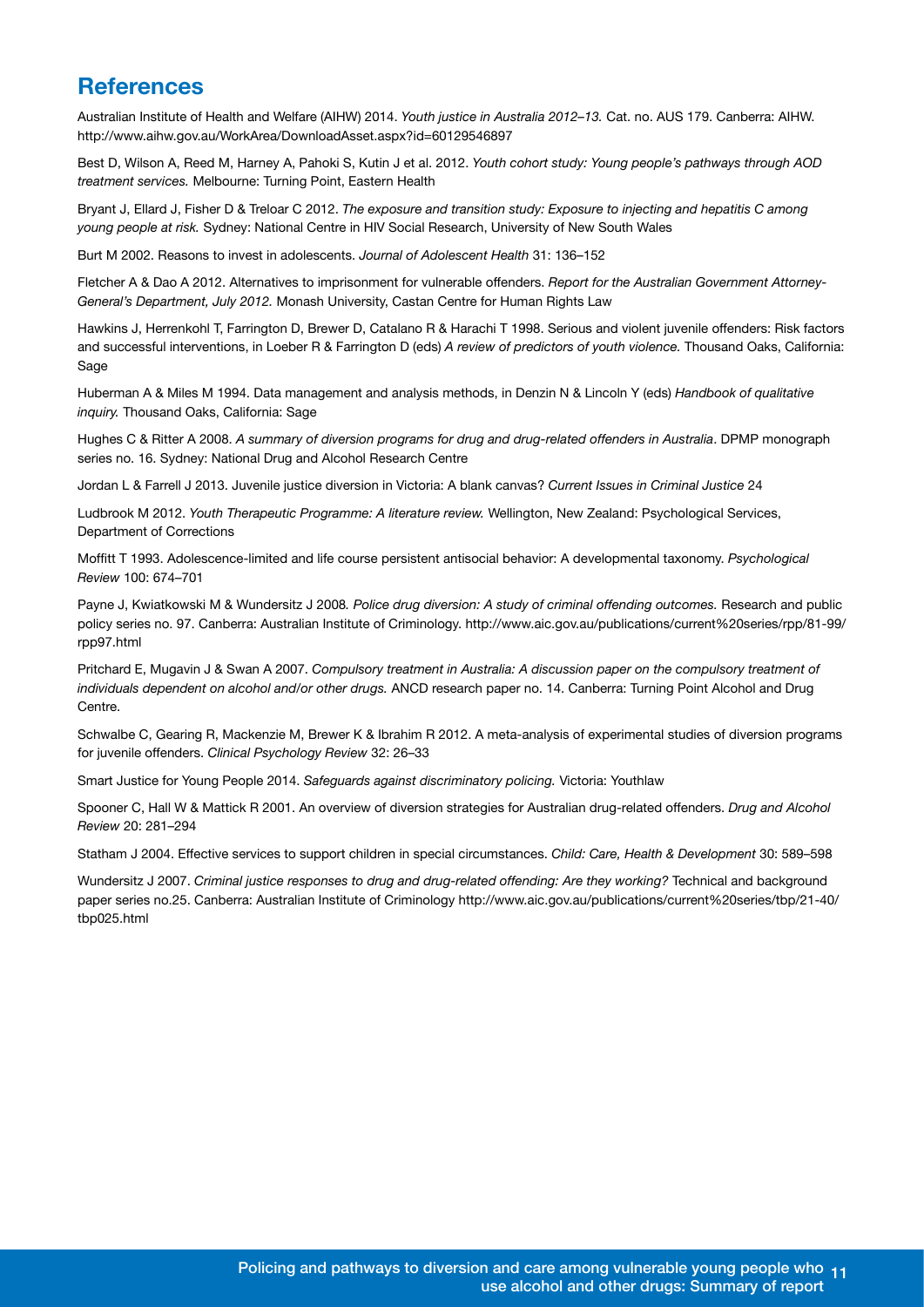## References

Australian Institute of Health and Welfare (AIHW) 2014. *Youth justice in Australia 2012–13.* Cat. no. AUS 179. Canberra: AIHW. http://www.aihw.gov.au/WorkArea/DownloadAsset.aspx?id=60129546897

Best D, Wilson A, Reed M, Harney A, Pahoki S, Kutin J et al. 2012. *Youth cohort study: Young people's pathways through AOD treatment services.* Melbourne: Turning Point, Eastern Health

Bryant J, Ellard J, Fisher D & Treloar C 2012. *The exposure and transition study: Exposure to injecting and hepatitis C among young people at risk.* Sydney: National Centre in HIV Social Research, University of New South Wales

Burt M 2002. Reasons to invest in adolescents. *Journal of Adolescent Health* 31: 136–152

Fletcher A & Dao A 2012. Alternatives to imprisonment for vulnerable offenders. *Report for the Australian Government Attorney-General's Department, July 2012.* Monash University, Castan Centre for Human Rights Law

Hawkins J, Herrenkohl T, Farrington D, Brewer D, Catalano R & Harachi T 1998. Serious and violent juvenile offenders: Risk factors and successful interventions, in Loeber R & Farrington D (eds) *A review of predictors of youth violence.* Thousand Oaks, California: Sage

Huberman A & Miles M 1994. Data management and analysis methods, in Denzin N & Lincoln Y (eds) *Handbook of qualitative inquiry.* Thousand Oaks, California: Sage

Hughes C & Ritter A 2008. *A summary of diversion programs for drug and drug-related offenders in Australia*. DPMP monograph series no. 16. Sydney: National Drug and Alcohol Research Centre

Jordan L & Farrell J 2013. Juvenile justice diversion in Victoria: A blank canvas? *Current Issues in Criminal Justice* 24

Ludbrook M 2012. *Youth Therapeutic Programme: A literature review.* Wellington, New Zealand: Psychological Services, Department of Corrections

Moffitt T 1993. Adolescence-limited and life course persistent antisocial behavior: A developmental taxonomy. *Psychological Review* 100: 674–701

Payne J, Kwiatkowski M & Wundersitz J 2008*. Police drug diversion: A study of criminal offending outcomes.* Research and public policy series no. 97. Canberra: Australian Institute of Criminology. http://www.aic.gov.au/publications/current%20series/rpp/81-99/rpp97.html

Pritchard E, Mugavin J & Swan A 2007. *Compulsory treatment in Australia: A discussion paper on the compulsory treatment of individuals dependent on alcohol and/or other drugs.* ANCD research paper no. 14. Canberra: Turning Point Alcohol and Drug Centre.

Schwalbe C, Gearing R, Mackenzie M, Brewer K & Ibrahim R 2012. A meta-analysis of experimental studies of diversion programs for juvenile offenders. *Clinical Psychology Review* 32: 26–33

Smart Justice for Young People 2014. *Safeguards against discriminatory policing.* Victoria: Youthlaw

Spooner C, Hall W & Mattick R 2001. An overview of diversion strategies for Australian drug-related offenders. *Drug and Alcohol Review* 20: 281–294

Statham J 2004. Effective services to support children in special circumstances. *Child: Care, Health & Development* 30: 589–598

Wundersitz J 2007. *Criminal justice responses to drug and drug-related offending: Are they working?* Technical and background paper series no.25. Canberra: Australian Institute of Criminology http://www.aic.gov.au/publications/current%20series/tbp/21-40/tbp025.html